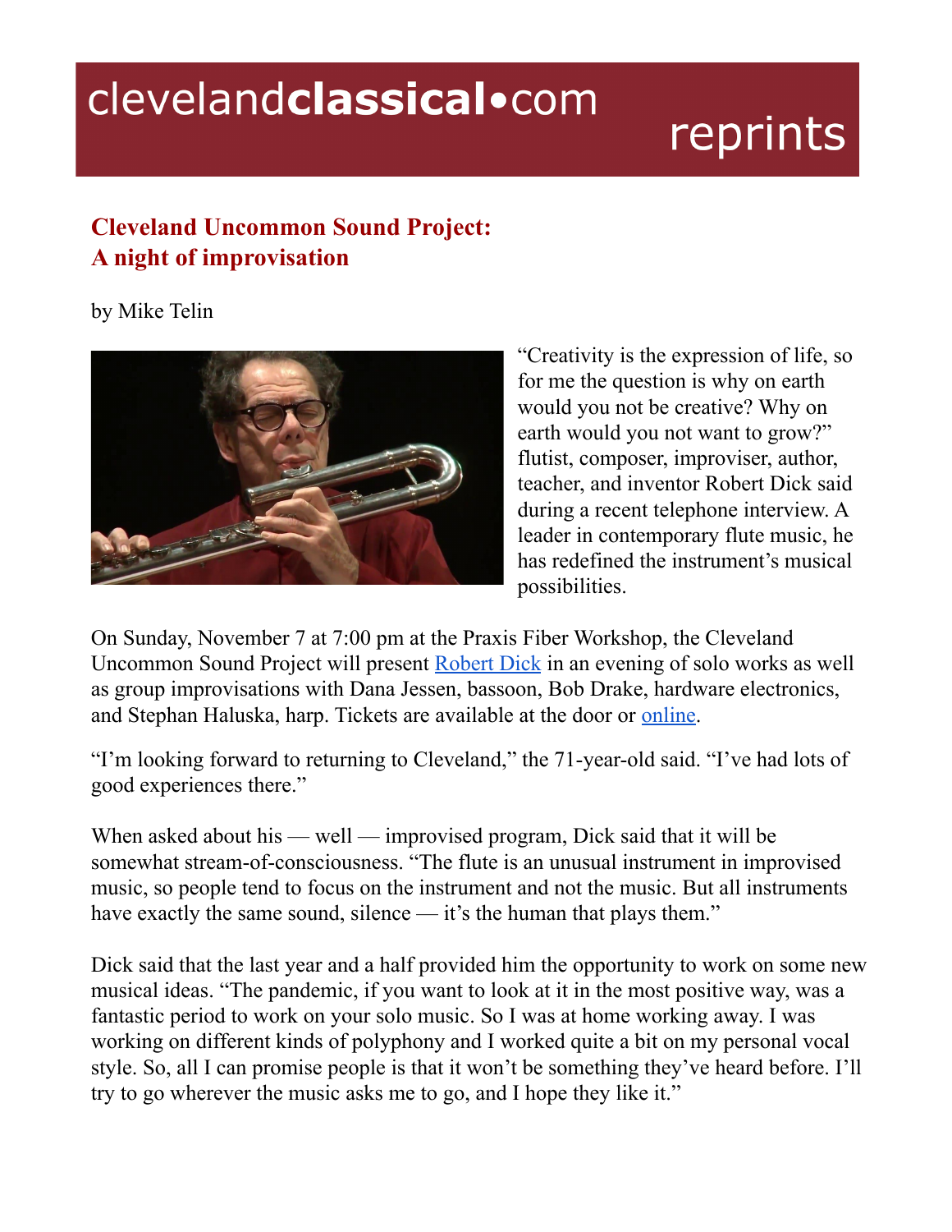clevelandclassical•com reprints

# Cleveland Uncommon Sound Project: A night of improvisation

by Mike Telin

"Creativity is the expression of life, so for me the question is why on earth would you not be creative? Why on earth would you not want to grow?" flutist, composer, improviser, author, teacher, and inventor Robert Dick said during a recent telephone interview. A leader in contemporary flute music, he has redefined the instrument's musical possibilities.

On Sunday, November 7 at 7:00 pm at the Praxis Fiber Workshop, the Cleveland Uncommon Sound Project will present Robert Dick in an evening of solo works as well as group improvisations with Dana Jessen, bassoon, Bob Drake, hardware electronics, and Stephan Haluska, harp. Tickets are available at the door or online.

"I'm looking forward to returning to Cleveland," the 71-year-old said. "I've had lots of good experiences there."

When asked about his — well — improvised program, Dick said that it will be somewhat stream-of-consciousness. "The flute is an unusual instrument in improvised music, so people tend to focus on the instrument and not the music. But all instruments have exactly the same sound, silence — it's the human that plays them."

Dick said that the last year and a half provided him the opportunity to work on some new musical ideas. "The pandemic, if you want to look at it in the most positive way, was a fantastic period to work on your solo music. So I was at home working away. I was working on different kinds of polyphony and I worked quite a bit on my personal vocal style. So, all I can promise people is that it won't be something they've heard before. I'll try to go wherever the music asks me to go, and I hope they like it."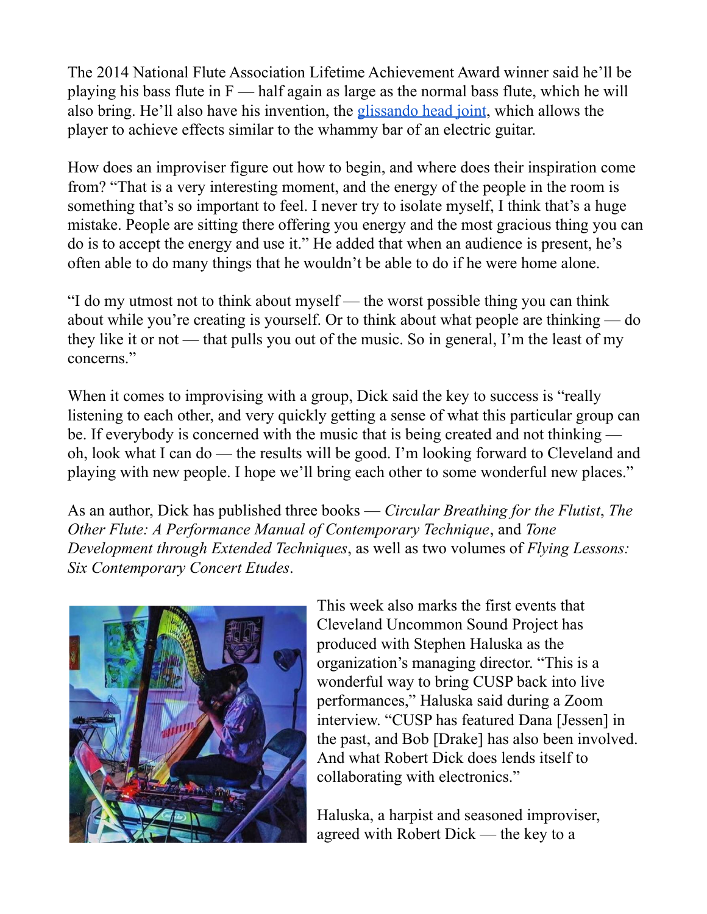The 2014 National Flute Association Lifetime Achievement Award winner said he'll be playing his bass flute in F — half again as large as the normal bass flute, which he will also bring. He'll also have his invention, the glissando head joint, which allows the player to achieve effects similar to the whammy bar of an electric guitar.

How does an improviser figure out how to begin, and where does their inspiration come from? "That is a very interesting moment, and the energy of the people in the room is something that's so important to feel. I never try to isolate myself, I think that's a huge mistake. People are sitting there offering you energy and the most gracious thing you can do is to accept the energy and use it." He added that when an audience is present, he's often able to do many things that he wouldn't be able to do if he were home alone.

"I do my utmost not to think about myself — the worst possible thing you can think about while you're creating is yourself. Or to think about what people are thinking — do they like it or not — that pulls you out of the music. So in general, I'm the least of my concerns."

When it comes to improvising with a group, Dick said the key to success is "really listening to each other, and very quickly getting a sense of what this particular group can be. If everybody is concerned with the music that is being created and not thinking — oh, look what I can do — the results will be good. I'm looking forward to Cleveland and playing with new people. I hope we'll bring each other to some wonderful new places."

As an author, Dick has published three books — *Circular Breathing for the Flutist*, *The Other Flute: A Performance Manual of Contemporary Technique*, and *Tone Development through Extended Techniques*, as well as two volumes of *Flying Lessons: Six Contemporary Concert Etudes*.

This week also marks the first events that Cleveland Uncommon Sound Project has produced with Stephen Haluska as the organization's managing director. "This is a wonderful way to bring CUSP back into live performances," Haluska said during a Zoom interview. "CUSP has featured Dana [Jessen] in the past, and Bob [Drake] has also been involved. And what Robert Dick does lends itself to collaborating with electronics."

Haluska, a harpist and seasoned improviser, agreed with Robert Dick — the key to a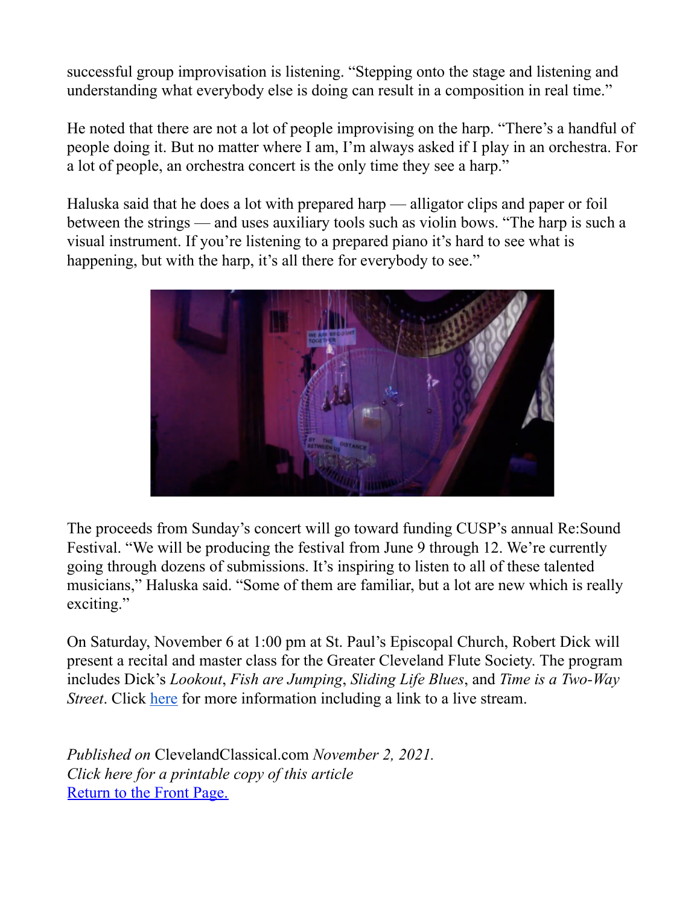successful group improvisation is listening. "Stepping onto the stage and listening and understanding what everybody else is doing can result in a composition in real time."

He noted that there are not a lot of people improvising on the harp. "There's a handful of people doing it. But no matter where I am, I'm always asked if I play in an orchestra. For a lot of people, an orchestra concert is the only time they see a harp."

Haluska said that he does a lot with prepared harp — alligator clips and paper or foil between the strings — and uses auxiliary tools such as violin bows. "The harp is such a visual instrument. If you're listening to a prepared piano it's hard to see what is happening, but with the harp, it's all there for everybody to see."

The proceeds from Sunday's concert will go toward funding CUSP's annual Re:Sound Festival. "We will be producing the festival from June 9 through 12. We're currently going through dozens of submissions. It's inspiring to listen to all of these talented musicians," Haluska said. "Some of them are familiar, but a lot are new which is really exciting."

On Saturday, November 6 at 1:00 pm at St. Paul's Episcopal Church, Robert Dick will present a recital and master class for the Greater Cleveland Flute Society. The program includes Dick's *Lookout*, *Fish are Jumping*, *Sliding Life Blues*, and *Time is a Two-Way Street*. Click [here]() for more information including a link to a live stream.

*Published on* ClevelandClassical.com *November 2, 2021.*
*Click here for a printable copy of this article*
[Return to the Front Page.]()